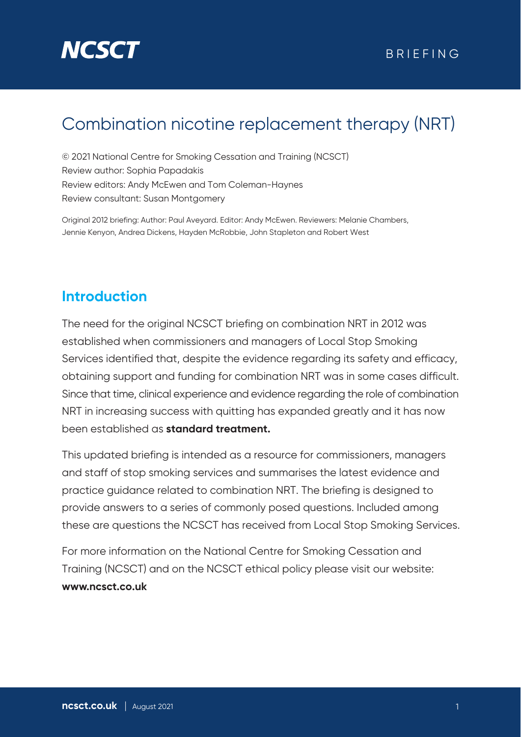NCSCT

BRIEFING

# Combination nicotine replacement therapy (NRT)

© 2021 National Centre for Smoking Cessation and Training (NCSCT)
Review author: Sophia Papadakis
Review editors: Andy McEwen and Tom Coleman-Haynes
Review consultant: Susan Montgomery

Original 2012 briefing: Author: Paul Aveyard. Editor: Andy McEwen. Reviewers: Melanie Chambers, Jennie Kenyon, Andrea Dickens, Hayden McRobbie, John Stapleton and Robert West

## Introduction

The need for the original NCSCT briefing on combination NRT in 2012 was established when commissioners and managers of Local Stop Smoking Services identified that, despite the evidence regarding its safety and efficacy, obtaining support and funding for combination NRT was in some cases difficult. Since that time, clinical experience and evidence regarding the role of combination NRT in increasing success with quitting has expanded greatly and it has now been established as **standard treatment.**

This updated briefing is intended as a resource for commissioners, managers and staff of stop smoking services and summarises the latest evidence and practice guidance related to combination NRT. The briefing is designed to provide answers to a series of commonly posed questions. Included among these are questions the NCSCT has received from Local Stop Smoking Services.

For more information on the National Centre for Smoking Cessation and Training (NCSCT) and on the NCSCT ethical policy please visit our website: **www.ncsct.co.uk**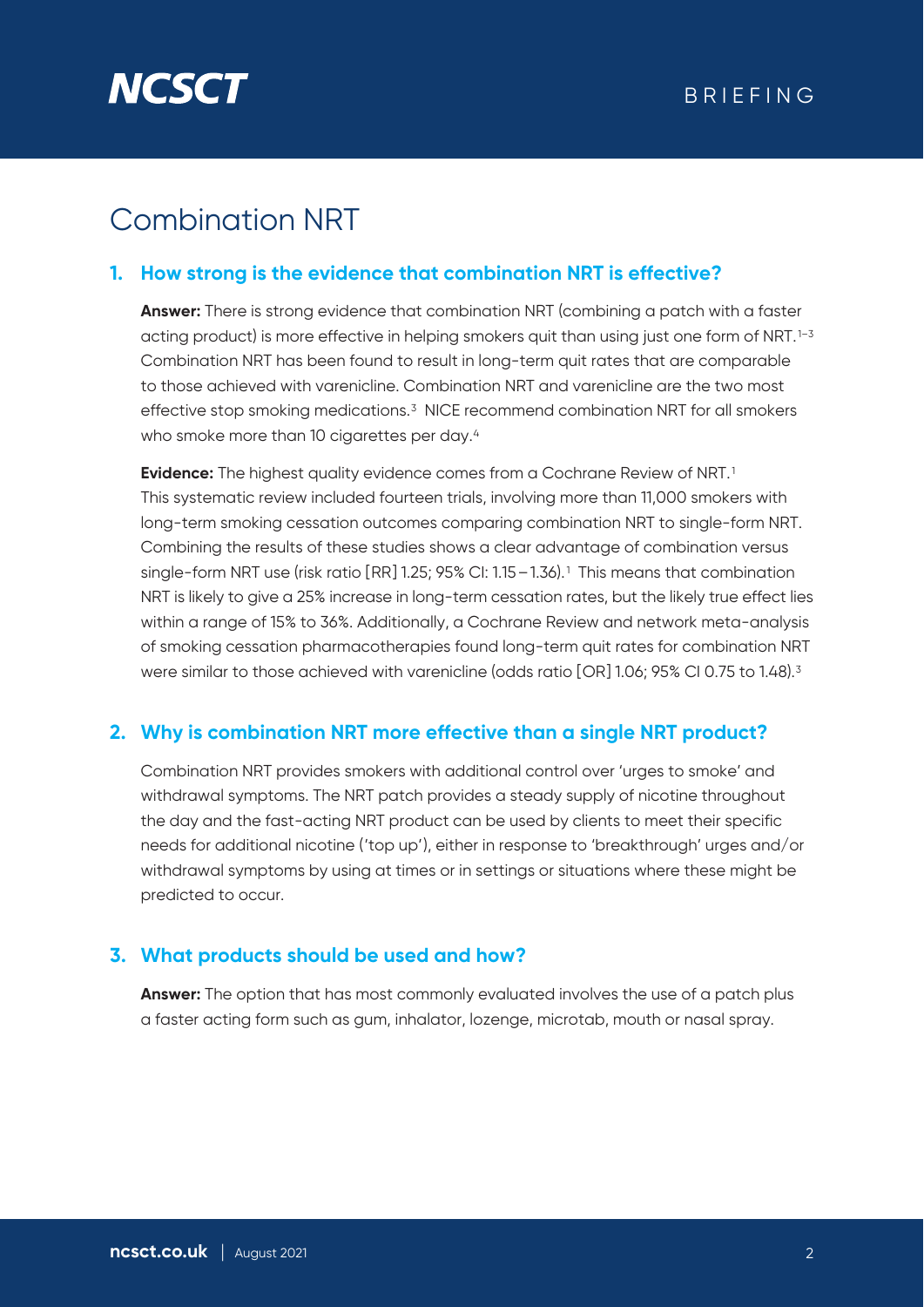# Combination NRT

## 1. How strong is the evidence that combination NRT is effective?

**Answer:** There is strong evidence that combination NRT (combining a patch with a faster acting product) is more effective in helping smokers quit than using just one form of NRT.[1–3] Combination NRT has been found to result in long-term quit rates that are comparable to those achieved with varenicline. Combination NRT and varenicline are the two most effective stop smoking medications.[3] NICE recommend combination NRT for all smokers who smoke more than 10 cigarettes per day.[4]

**Evidence:** The highest quality evidence comes from a Cochrane Review of NRT.[1] This systematic review included fourteen trials, involving more than 11,000 smokers with long-term smoking cessation outcomes comparing combination NRT to single-form NRT. Combining the results of these studies shows a clear advantage of combination versus single-form NRT use (risk ratio [RR] 1.25; 95% CI: 1.15 – 1.36).[1] This means that combination NRT is likely to give a 25% increase in long-term cessation rates, but the likely true effect lies within a range of 15% to 36%. Additionally, a Cochrane Review and network meta-analysis of smoking cessation pharmacotherapies found long-term quit rates for combination NRT were similar to those achieved with varenicline (odds ratio [OR] 1.06; 95% CI 0.75 to 1.48).[3]

## 2. Why is combination NRT more effective than a single NRT product?

Combination NRT provides smokers with additional control over 'urges to smoke' and withdrawal symptoms. The NRT patch provides a steady supply of nicotine throughout the day and the fast-acting NRT product can be used by clients to meet their specific needs for additional nicotine ('top up'), either in response to 'breakthrough' urges and/or withdrawal symptoms by using at times or in settings or situations where these might be predicted to occur.

## 3. What products should be used and how?

**Answer:** The option that has most commonly evaluated involves the use of a patch plus a faster acting form such as gum, inhalator, lozenge, microtab, mouth or nasal spray.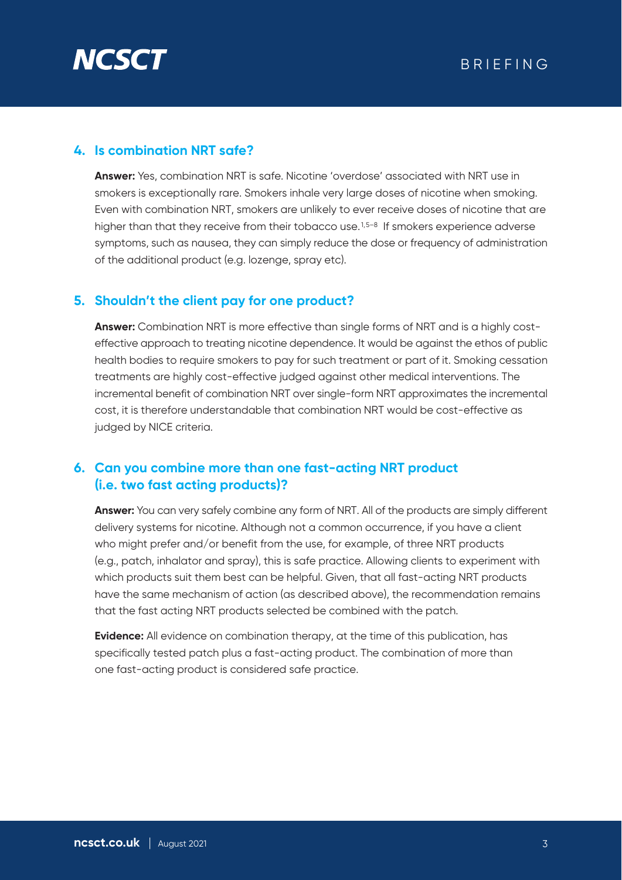### 4. Is combination NRT safe?

**Answer:** Yes, combination NRT is safe. Nicotine 'overdose' associated with NRT use in smokers is exceptionally rare. Smokers inhale very large doses of nicotine when smoking. Even with combination NRT, smokers are unlikely to ever receive doses of nicotine that are higher than that they receive from their tobacco use.[1,5–8] If smokers experience adverse symptoms, such as nausea, they can simply reduce the dose or frequency of administration of the additional product (e.g. lozenge, spray etc).

### 5. Shouldn't the client pay for one product?

**Answer:** Combination NRT is more effective than single forms of NRT and is a highly cost-effective approach to treating nicotine dependence. It would be against the ethos of public health bodies to require smokers to pay for such treatment or part of it. Smoking cessation treatments are highly cost-effective judged against other medical interventions. The incremental benefit of combination NRT over single-form NRT approximates the incremental cost, it is therefore understandable that combination NRT would be cost-effective as judged by NICE criteria.

### 6. Can you combine more than one fast-acting NRT product (i.e. two fast acting products)?

**Answer:** You can very safely combine any form of NRT. All of the products are simply different delivery systems for nicotine. Although not a common occurrence, if you have a client who might prefer and/or benefit from the use, for example, of three NRT products (e.g., patch, inhalator and spray), this is safe practice. Allowing clients to experiment with which products suit them best can be helpful. Given, that all fast-acting NRT products have the same mechanism of action (as described above), the recommendation remains that the fast acting NRT products selected be combined with the patch.

**Evidence:** All evidence on combination therapy, at the time of this publication, has specifically tested patch plus a fast-acting product. The combination of more than one fast-acting product is considered safe practice.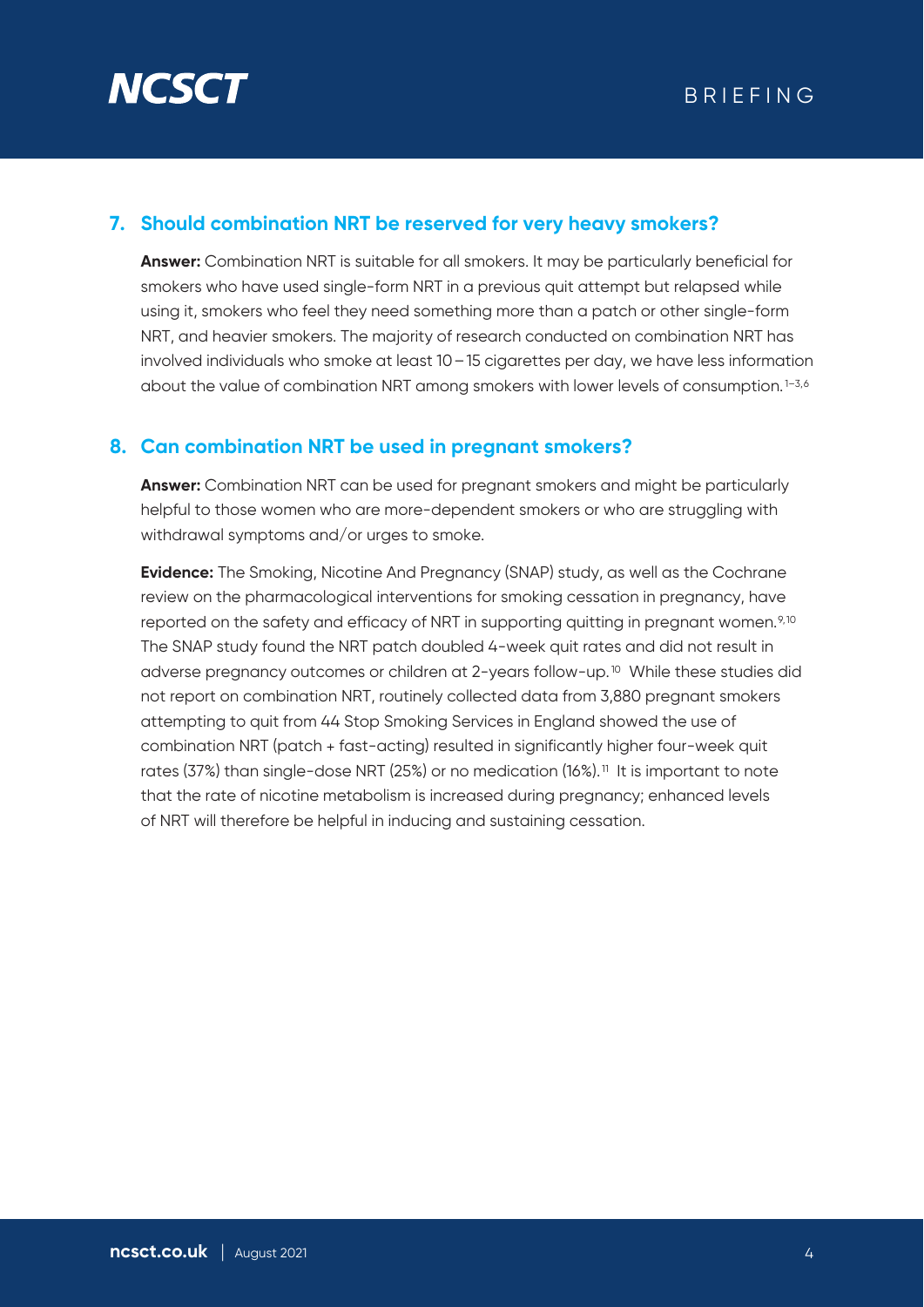## 7. Should combination NRT be reserved for very heavy smokers?

**Answer:** Combination NRT is suitable for all smokers. It may be particularly beneficial for smokers who have used single-form NRT in a previous quit attempt but relapsed while using it, smokers who feel they need something more than a patch or other single-form NRT, and heavier smokers. The majority of research conducted on combination NRT has involved individuals who smoke at least 10 – 15 cigarettes per day, we have less information about the value of combination NRT among smokers with lower levels of consumption.[1–3,6]

## 8. Can combination NRT be used in pregnant smokers?

**Answer:** Combination NRT can be used for pregnant smokers and might be particularly helpful to those women who are more-dependent smokers or who are struggling with withdrawal symptoms and/or urges to smoke.

**Evidence:** The Smoking, Nicotine And Pregnancy (SNAP) study, as well as the Cochrane review on the pharmacological interventions for smoking cessation in pregnancy, have reported on the safety and efficacy of NRT in supporting quitting in pregnant women.[9,10] The SNAP study found the NRT patch doubled 4-week quit rates and did not result in adverse pregnancy outcomes or children at 2-years follow-up.[10] While these studies did not report on combination NRT, routinely collected data from 3,880 pregnant smokers attempting to quit from 44 Stop Smoking Services in England showed the use of combination NRT (patch + fast-acting) resulted in significantly higher four-week quit rates (37%) than single-dose NRT (25%) or no medication (16%).[11] It is important to note that the rate of nicotine metabolism is increased during pregnancy; enhanced levels of NRT will therefore be helpful in inducing and sustaining cessation.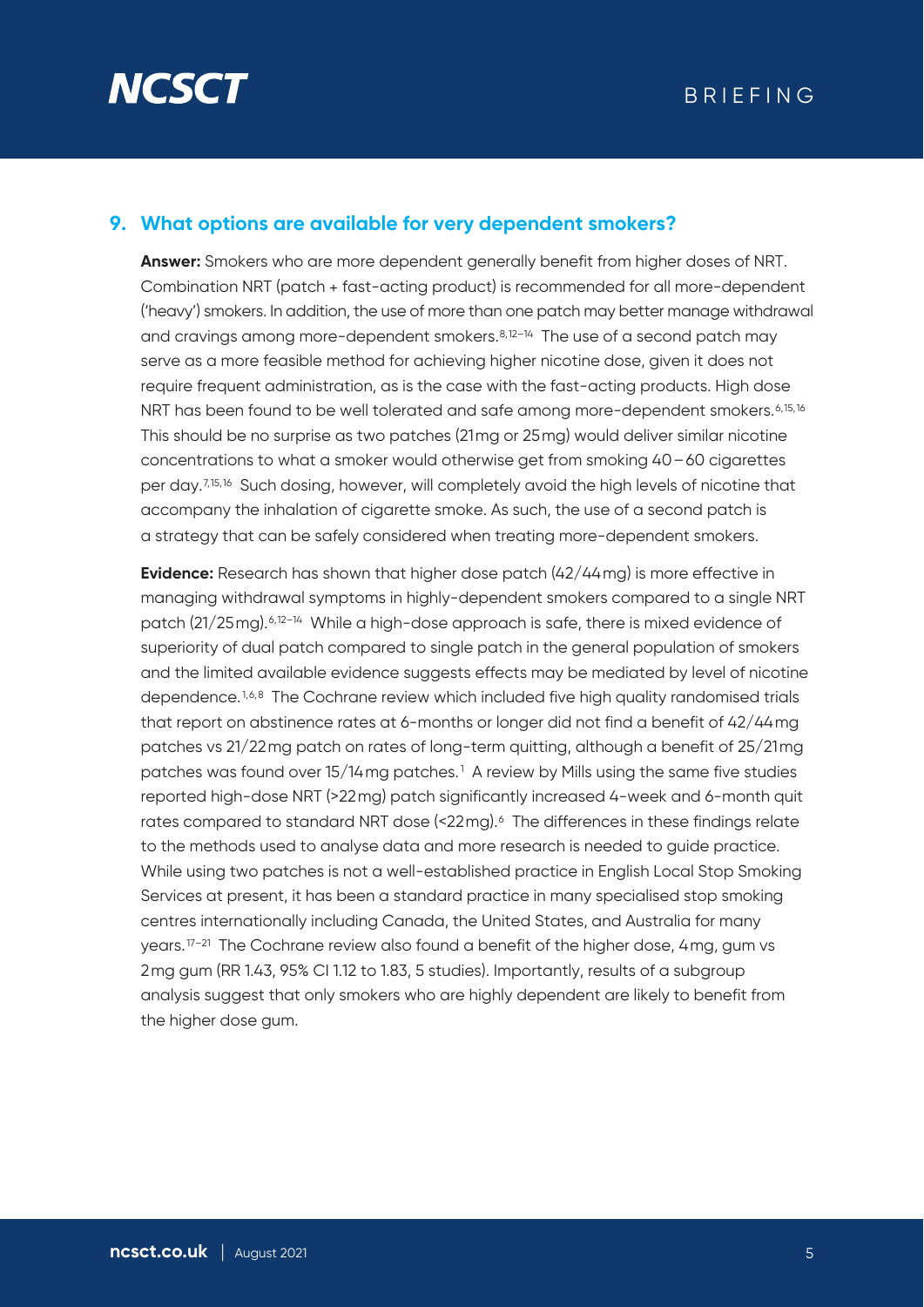## 9. What options are available for very dependent smokers?

**Answer:** Smokers who are more dependent generally benefit from higher doses of NRT. Combination NRT (patch + fast-acting product) is recommended for all more-dependent ('heavy') smokers. In addition, the use of more than one patch may better manage withdrawal and cravings among more-dependent smokers.[8,12–14] The use of a second patch may serve as a more feasible method for achieving higher nicotine dose, given it does not require frequent administration, as is the case with the fast-acting products. High dose NRT has been found to be well tolerated and safe among more-dependent smokers.[6,15,16] This should be no surprise as two patches (21mg or 25mg) would deliver similar nicotine concentrations to what a smoker would otherwise get from smoking 40–60 cigarettes per day.[7,15,16] Such dosing, however, will completely avoid the high levels of nicotine that accompany the inhalation of cigarette smoke. As such, the use of a second patch is a strategy that can be safely considered when treating more-dependent smokers.

**Evidence:** Research has shown that higher dose patch (42/44mg) is more effective in managing withdrawal symptoms in highly-dependent smokers compared to a single NRT patch (21/25mg).[6,12–14] While a high-dose approach is safe, there is mixed evidence of superiority of dual patch compared to single patch in the general population of smokers and the limited available evidence suggests effects may be mediated by level of nicotine dependence.[1,6,8] The Cochrane review which included five high quality randomised trials that report on abstinence rates at 6-months or longer did not find a benefit of 42/44mg patches vs 21/22mg patch on rates of long-term quitting, although a benefit of 25/21mg patches was found over 15/14mg patches.[1] A review by Mills using the same five studies reported high-dose NRT (>22mg) patch significantly increased 4-week and 6-month quit rates compared to standard NRT dose (<22mg).[6] The differences in these findings relate to the methods used to analyse data and more research is needed to guide practice. While using two patches is not a well-established practice in English Local Stop Smoking Services at present, it has been a standard practice in many specialised stop smoking centres internationally including Canada, the United States, and Australia for many years.[17–21] The Cochrane review also found a benefit of the higher dose, 4mg, gum vs 2mg gum (RR 1.43, 95% CI 1.12 to 1.83, 5 studies). Importantly, results of a subgroup analysis suggest that only smokers who are highly dependent are likely to benefit from the higher dose gum.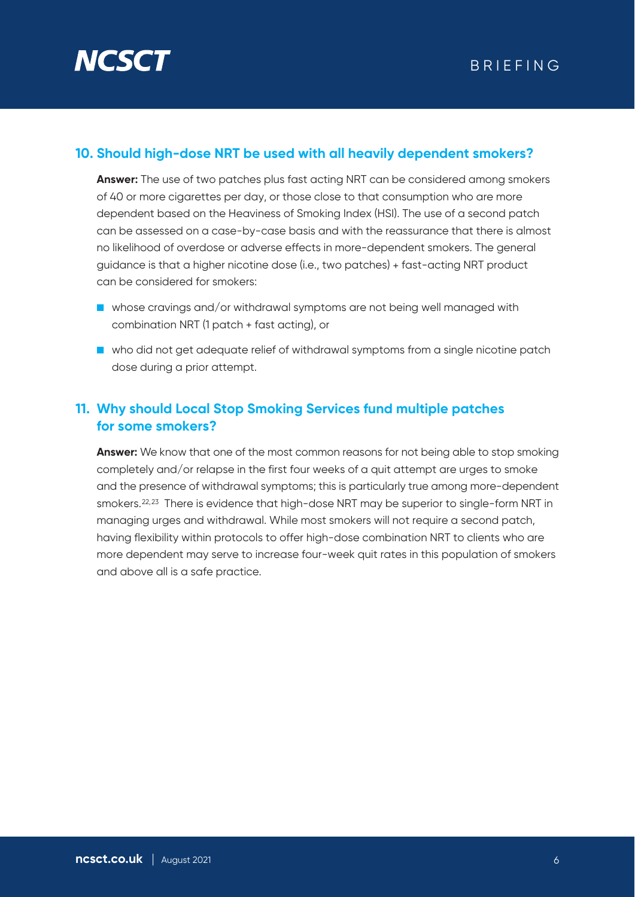## 10. Should high-dose NRT be used with all heavily dependent smokers?

**Answer:** The use of two patches plus fast acting NRT can be considered among smokers of 40 or more cigarettes per day, or those close to that consumption who are more dependent based on the Heaviness of Smoking Index (HSI). The use of a second patch can be assessed on a case-by-case basis and with the reassurance that there is almost no likelihood of overdose or adverse effects in more-dependent smokers. The general guidance is that a higher nicotine dose (i.e., two patches) + fast-acting NRT product can be considered for smokers:

- whose cravings and/or withdrawal symptoms are not being well managed with combination NRT (1 patch + fast acting), or
- who did not get adequate relief of withdrawal symptoms from a single nicotine patch dose during a prior attempt.

## 11. Why should Local Stop Smoking Services fund multiple patches for some smokers?

**Answer:** We know that one of the most common reasons for not being able to stop smoking completely and/or relapse in the first four weeks of a quit attempt are urges to smoke and the presence of withdrawal symptoms; this is particularly true among more-dependent smokers.[22,23] There is evidence that high-dose NRT may be superior to single-form NRT in managing urges and withdrawal. While most smokers will not require a second patch, having flexibility within protocols to offer high-dose combination NRT to clients who are more dependent may serve to increase four-week quit rates in this population of smokers and above all is a safe practice.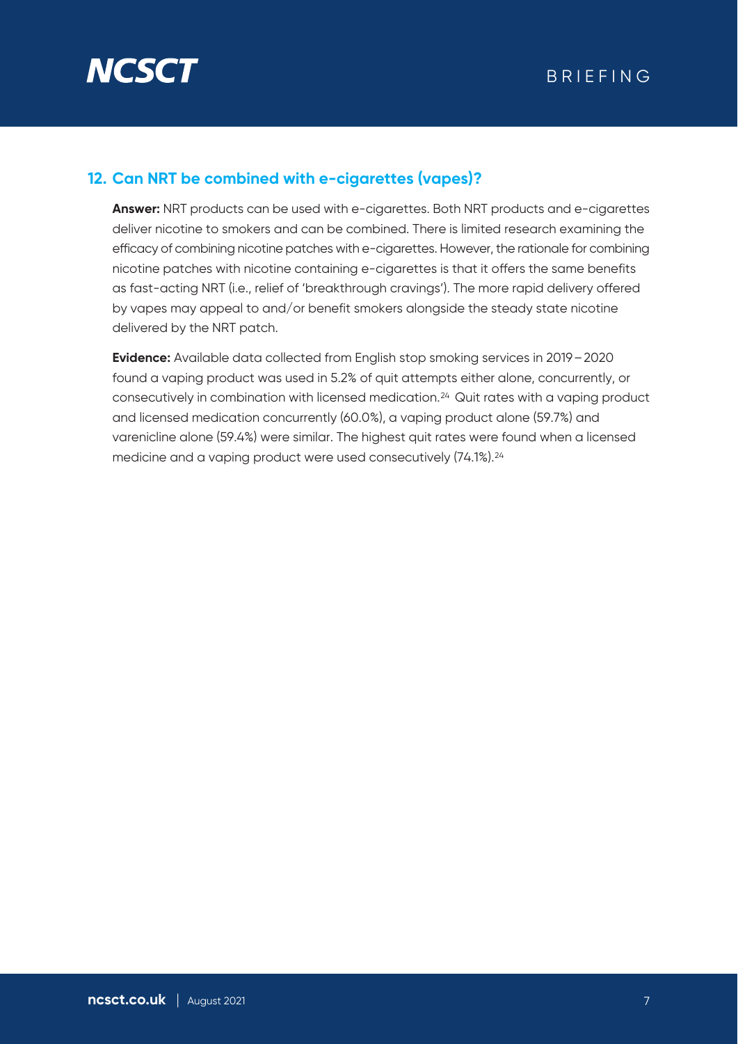## 12. Can NRT be combined with e-cigarettes (vapes)?

**Answer:** NRT products can be used with e-cigarettes. Both NRT products and e-cigarettes deliver nicotine to smokers and can be combined. There is limited research examining the efficacy of combining nicotine patches with e-cigarettes. However, the rationale for combining nicotine patches with nicotine containing e-cigarettes is that it offers the same benefits as fast-acting NRT (i.e., relief of 'breakthrough cravings'). The more rapid delivery offered by vapes may appeal to and/or benefit smokers alongside the steady state nicotine delivered by the NRT patch.

**Evidence:** Available data collected from English stop smoking services in 2019 – 2020 found a vaping product was used in 5.2% of quit attempts either alone, concurrently, or consecutively in combination with licensed medication.[24] Quit rates with a vaping product and licensed medication concurrently (60.0%), a vaping product alone (59.7%) and varenicline alone (59.4%) were similar. The highest quit rates were found when a licensed medicine and a vaping product were used consecutively (74.1%).[24]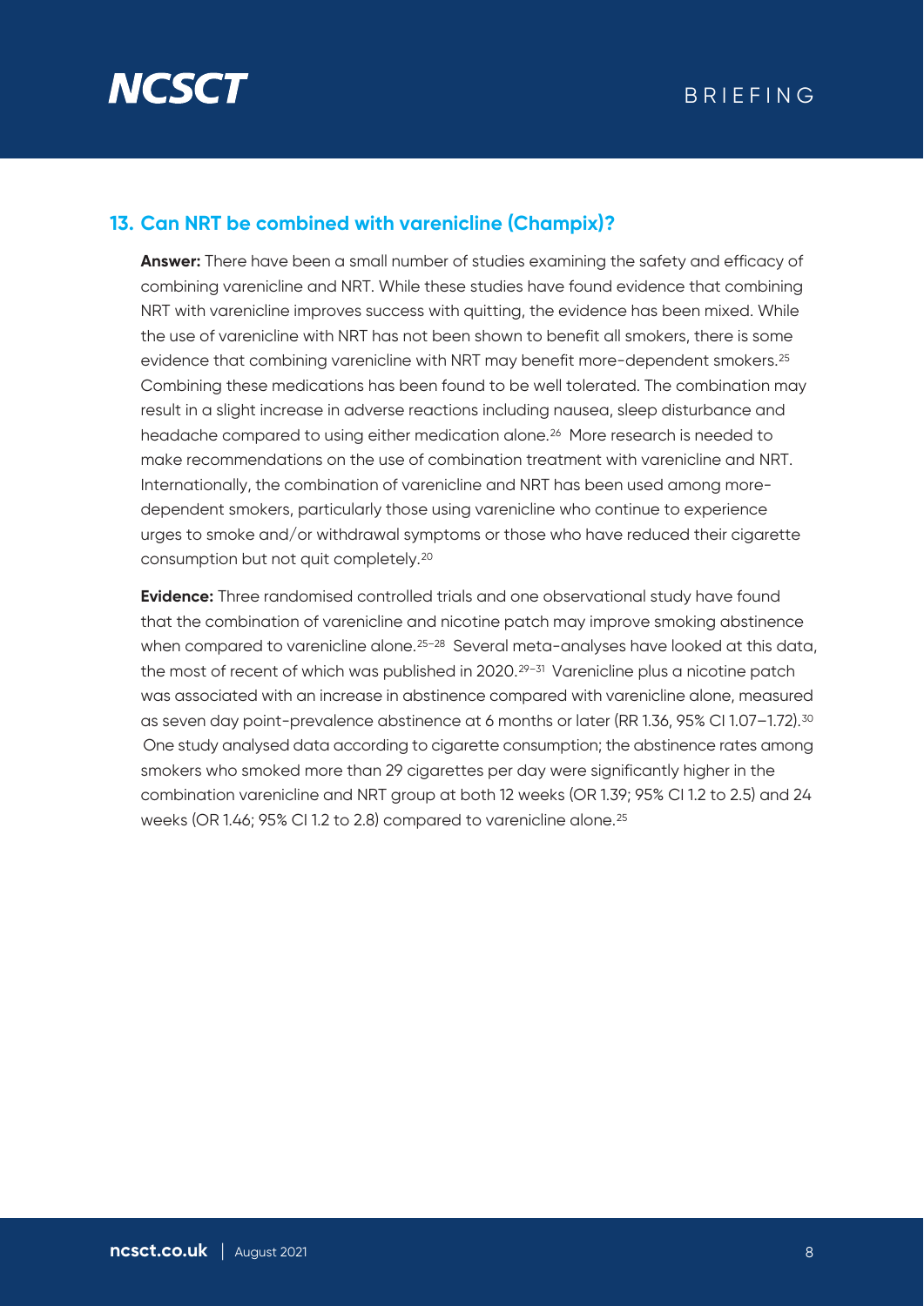## 13. Can NRT be combined with varenicline (Champix)?

**Answer:** There have been a small number of studies examining the safety and efficacy of combining varenicline and NRT. While these studies have found evidence that combining NRT with varenicline improves success with quitting, the evidence has been mixed. While the use of varenicline with NRT has not been shown to benefit all smokers, there is some evidence that combining varenicline with NRT may benefit more-dependent smokers.[25] Combining these medications has been found to be well tolerated. The combination may result in a slight increase in adverse reactions including nausea, sleep disturbance and headache compared to using either medication alone.[26] More research is needed to make recommendations on the use of combination treatment with varenicline and NRT. Internationally, the combination of varenicline and NRT has been used among more-dependent smokers, particularly those using varenicline who continue to experience urges to smoke and/or withdrawal symptoms or those who have reduced their cigarette consumption but not quit completely.[20]

**Evidence:** Three randomised controlled trials and one observational study have found that the combination of varenicline and nicotine patch may improve smoking abstinence when compared to varenicline alone.[25–28] Several meta-analyses have looked at this data, the most of recent of which was published in 2020.[29–31] Varenicline plus a nicotine patch was associated with an increase in abstinence compared with varenicline alone, measured as seven day point-prevalence abstinence at 6 months or later (RR 1.36, 95% CI 1.07–1.72).[30] One study analysed data according to cigarette consumption; the abstinence rates among smokers who smoked more than 29 cigarettes per day were significantly higher in the combination varenicline and NRT group at both 12 weeks (OR 1.39; 95% CI 1.2 to 2.5) and 24 weeks (OR 1.46; 95% CI 1.2 to 2.8) compared to varenicline alone.[25]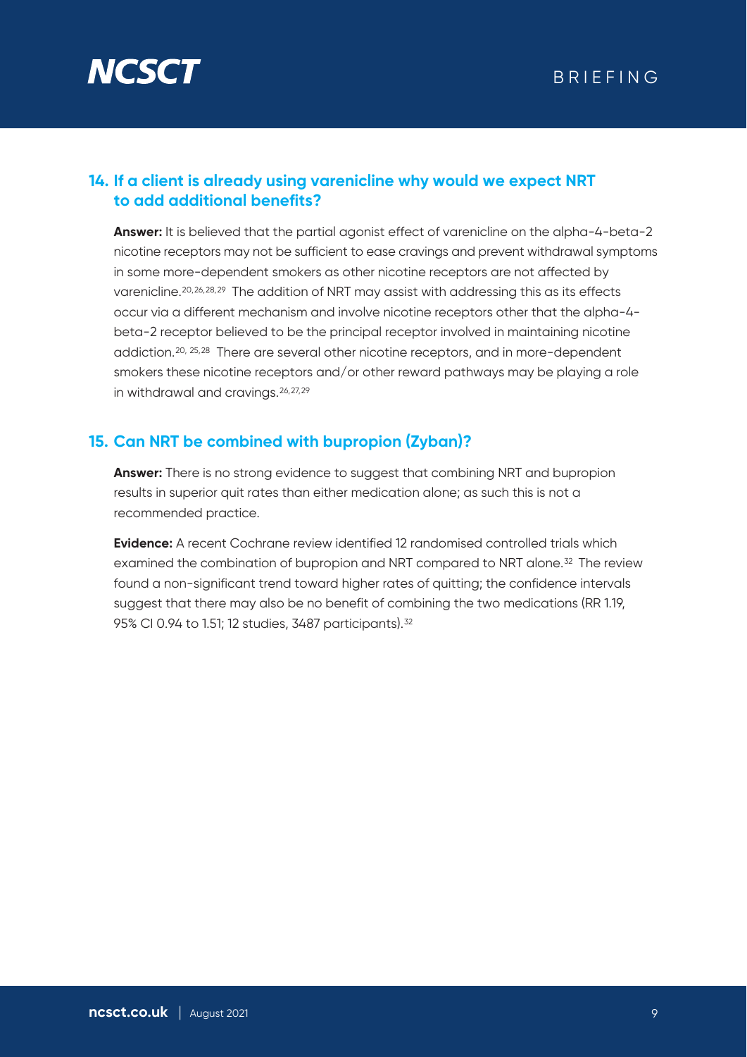## 14. If a client is already using varenicline why would we expect NRT to add additional benefits?

**Answer:** It is believed that the partial agonist effect of varenicline on the alpha-4-beta-2 nicotine receptors may not be sufficient to ease cravings and prevent withdrawal symptoms in some more-dependent smokers as other nicotine receptors are not affected by varenicline.[20,26,28,29] The addition of NRT may assist with addressing this as its effects occur via a different mechanism and involve nicotine receptors other that the alpha-4-beta-2 receptor believed to be the principal receptor involved in maintaining nicotine addiction.[20,25,28] There are several other nicotine receptors, and in more-dependent smokers these nicotine receptors and/or other reward pathways may be playing a role in withdrawal and cravings.[26,27,29]

## 15. Can NRT be combined with bupropion (Zyban)?

**Answer:** There is no strong evidence to suggest that combining NRT and bupropion results in superior quit rates than either medication alone; as such this is not a recommended practice.

**Evidence:** A recent Cochrane review identified 12 randomised controlled trials which examined the combination of bupropion and NRT compared to NRT alone.[32] The review found a non-significant trend toward higher rates of quitting; the confidence intervals suggest that there may also be no benefit of combining the two medications (RR 1.19, 95% CI 0.94 to 1.51; 12 studies, 3487 participants).[32]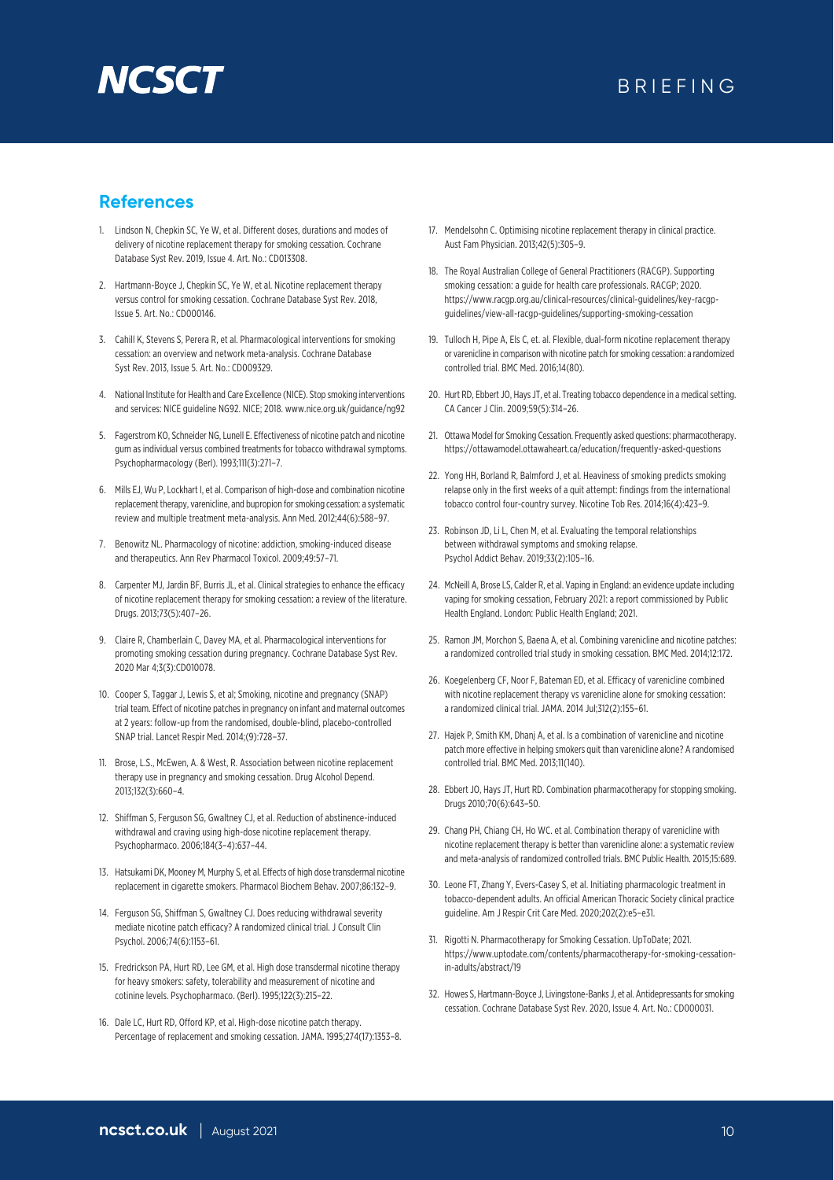## References

1. Lindson N, Chepkin SC, Ye W, et al. Different doses, durations and modes of delivery of nicotine replacement therapy for smoking cessation. Cochrane Database Syst Rev. 2019, Issue 4. Art. No.: CD013308.

2. Hartmann-Boyce J, Chepkin SC, Ye W, et al. Nicotine replacement therapy versus control for smoking cessation. Cochrane Database Syst Rev. 2018, Issue 5. Art. No.: CD000146.

3. Cahill K, Stevens S, Perera R, et al. Pharmacological interventions for smoking cessation: an overview and network meta-analysis. Cochrane Database Syst Rev. 2013, Issue 5. Art. No.: CD009329.

4. National Institute for Health and Care Excellence (NICE). Stop smoking interventions and services: NICE guideline NG92. NICE; 2018. www.nice.org.uk/guidance/ng92

5. Fagerstrom KO, Schneider NG, Lunell E. Effectiveness of nicotine patch and nicotine gum as individual versus combined treatments for tobacco withdrawal symptoms. Psychopharmacology (Berl). 1993;111(3):271–7.

6. Mills EJ, Wu P, Lockhart I, et al. Comparison of high-dose and combination nicotine replacement therapy, varenicline, and bupropion for smoking cessation: a systematic review and multiple treatment meta-analysis. Ann Med. 2012;44(6):588–97.

7. Benowitz NL. Pharmacology of nicotine: addiction, smoking-induced disease and therapeutics. Ann Rev Pharmacol Toxicol. 2009;49:57–71.

8. Carpenter MJ, Jardin BF, Burris JL, et al. Clinical strategies to enhance the efficacy of nicotine replacement therapy for smoking cessation: a review of the literature. Drugs. 2013;73(5):407–26.

9. Claire R, Chamberlain C, Davey MA, et al. Pharmacological interventions for promoting smoking cessation during pregnancy. Cochrane Database Syst Rev. 2020 Mar 4;3(3):CD010078.

10. Cooper S, Taggar J, Lewis S, et al; Smoking, nicotine and pregnancy (SNAP) trial team. Effect of nicotine patches in pregnancy on infant and maternal outcomes at 2 years: follow-up from the randomised, double-blind, placebo-controlled SNAP trial. Lancet Respir Med. 2014;(9):728–37.

11. Brose, L.S., McEwen, A. & West, R. Association between nicotine replacement therapy use in pregnancy and smoking cessation. Drug Alcohol Depend. 2013;132(3):660–4.

12. Shiffman S, Ferguson SG, Gwaltney CJ, et al. Reduction of abstinence-induced withdrawal and craving using high-dose nicotine replacement therapy. Psychopharmaco. 2006;184(3–4):637–44.

13. Hatsukami DK, Mooney M, Murphy S, et al. Effects of high dose transdermal nicotine replacement in cigarette smokers. Pharmacol Biochem Behav. 2007;86:132–9.

14. Ferguson SG, Shiffman S, Gwaltney CJ. Does reducing withdrawal severity mediate nicotine patch efficacy? A randomized clinical trial. J Consult Clin Psychol. 2006;74(6):1153–61.

15. Fredrickson PA, Hurt RD, Lee GM, et al. High dose transdermal nicotine therapy for heavy smokers: safety, tolerability and measurement of nicotine and cotinine levels. Psychopharmaco. (Berl). 1995;122(3):215–22.

16. Dale LC, Hurt RD, Offord KP, et al. High-dose nicotine patch therapy. Percentage of replacement and smoking cessation. JAMA. 1995;274(17):1353–8.

17. Mendelsohn C. Optimising nicotine replacement therapy in clinical practice. Aust Fam Physician. 2013;42(5):305–9.

18. The Royal Australian College of General Practitioners (RACGP). Supporting smoking cessation: a guide for health care professionals. RACGP; 2020. https://www.racgp.org.au/clinical-resources/clinical-guidelines/key-racgp-guidelines/view-all-racgp-guidelines/supporting-smoking-cessation

19. Tulloch H, Pipe A, Els C, et. al. Flexible, dual-form nicotine replacement therapy or varenicline in comparison with nicotine patch for smoking cessation: a randomized controlled trial. BMC Med. 2016;14(80).

20. Hurt RD, Ebbert JO, Hays JT, et al. Treating tobacco dependence in a medical setting. CA Cancer J Clin. 2009;59(5):314–26.

21. Ottawa Model for Smoking Cessation. Frequently asked questions: pharmacotherapy. https://ottawamodel.ottawaheart.ca/education/frequently-asked-questions

22. Yong HH, Borland R, Balmford J, et al. Heaviness of smoking predicts smoking relapse only in the first weeks of a quit attempt: findings from the international tobacco control four-country survey. Nicotine Tob Res. 2014;16(4):423–9.

23. Robinson JD, Li L, Chen M, et al. Evaluating the temporal relationships between withdrawal symptoms and smoking relapse. Psychol Addict Behav. 2019;33(2):105–16.

24. McNeill A, Brose LS, Calder R, et al. Vaping in England: an evidence update including vaping for smoking cessation, February 2021: a report commissioned by Public Health England. London: Public Health England; 2021.

25. Ramon JM, Morchon S, Baena A, et al. Combining varenicline and nicotine patches: a randomized controlled trial study in smoking cessation. BMC Med. 2014;12:172.

26. Koegelenberg CF, Noor F, Bateman ED, et al. Efficacy of varenicline combined with nicotine replacement therapy vs varenicline alone for smoking cessation: a randomized clinical trial. JAMA. 2014 Jul;312(2):155–61.

27. Hajek P, Smith KM, Dhanj A, et al. Is a combination of varenicline and nicotine patch more effective in helping smokers quit than varenicline alone? A randomised controlled trial. BMC Med. 2013;11(140).

28. Ebbert JO, Hays JT, Hurt RD. Combination pharmacotherapy for stopping smoking. Drugs 2010;70(6):643–50.

29. Chang PH, Chiang CH, Ho WC. et al. Combination therapy of varenicline with nicotine replacement therapy is better than varenicline alone: a systematic review and meta-analysis of randomized controlled trials. BMC Public Health. 2015;15:689.

30. Leone FT, Zhang Y, Evers-Casey S, et al. Initiating pharmacologic treatment in tobacco-dependent adults. An official American Thoracic Society clinical practice guideline. Am J Respir Crit Care Med. 2020;202(2):e5–e31.

31. Rigotti N. Pharmacotherapy for Smoking Cessation. UpToDate; 2021. https://www.uptodate.com/contents/pharmacotherapy-for-smoking-cessation-in-adults/abstract/19

32. Howes S, Hartmann-Boyce J, Livingstone-Banks J, et al. Antidepressants for smoking cessation. Cochrane Database Syst Rev. 2020, Issue 4. Art. No.: CD000031.